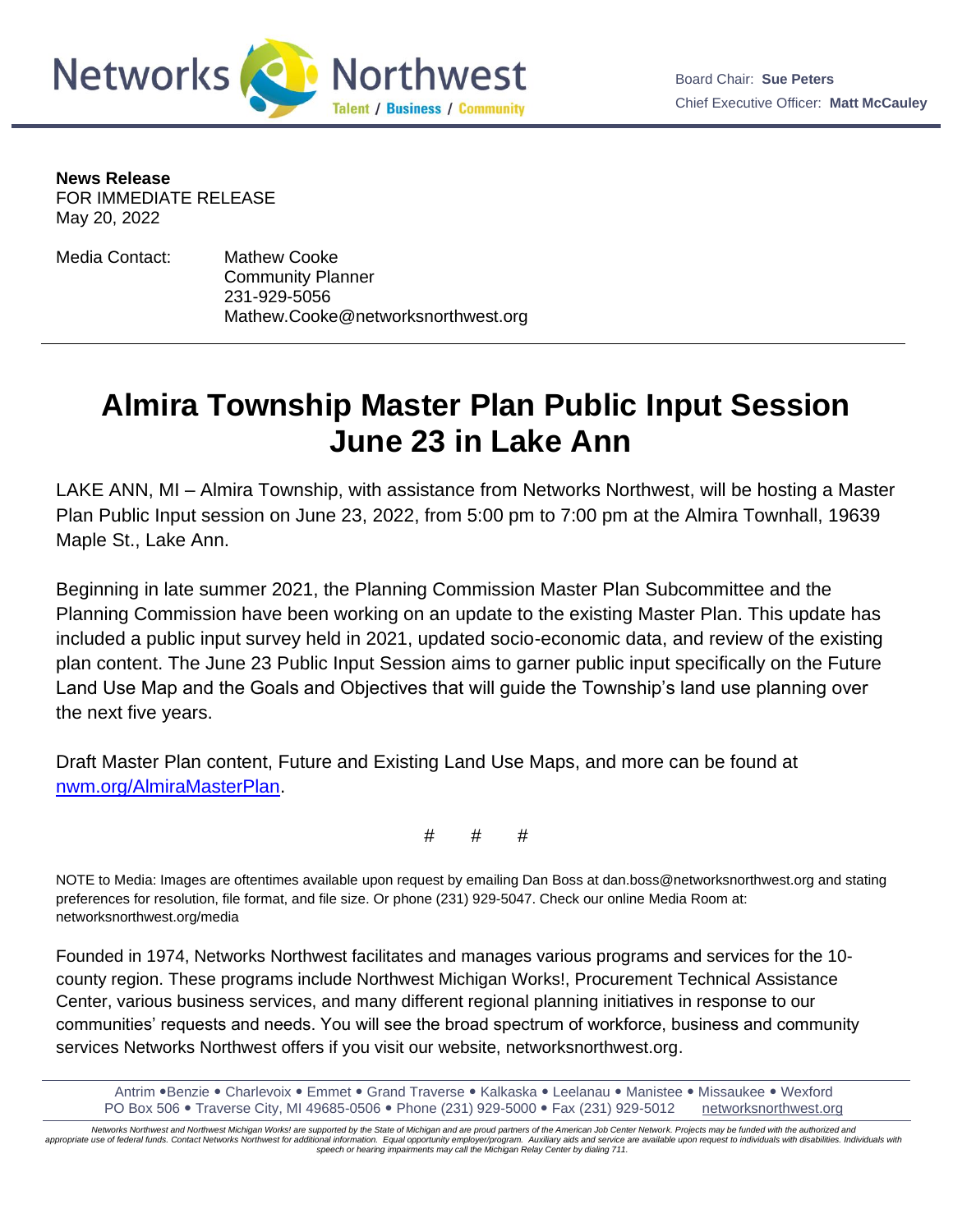Networks Northwest

Talent / Business / Community

Board Chair: **Sue Peters**
Chief Executive Officer: **Matt McCauley**

**News Release**
FOR IMMEDIATE RELEASE
May 20, 2022

Media Contact: Mathew Cooke
Community Planner
231-929-5056
Mathew.Cooke@networksnorthwest.org

# Almira Township Master Plan Public Input Session June 23 in Lake Ann

LAKE ANN, MI – Almira Township, with assistance from Networks Northwest, will be hosting a Master Plan Public Input session on June 23, 2022, from 5:00 pm to 7:00 pm at the Almira Townhall, 19639 Maple St., Lake Ann.

Beginning in late summer 2021, the Planning Commission Master Plan Subcommittee and the Planning Commission have been working on an update to the existing Master Plan. This update has included a public input survey held in 2021, updated socio-economic data, and review of the existing plan content. The June 23 Public Input Session aims to garner public input specifically on the Future Land Use Map and the Goals and Objectives that will guide the Township's land use planning over the next five years.

Draft Master Plan content, Future and Existing Land Use Maps, and more can be found at [nwm.org/AlmiraMasterPlan](nwm.org/AlmiraMasterPlan).

# # #

NOTE to Media: Images are oftentimes available upon request by emailing Dan Boss at dan.boss@networksnorthwest.org and stating preferences for resolution, file format, and file size. Or phone (231) 929-5047. Check our online Media Room at: networksnorthwest.org/media

Founded in 1974, Networks Northwest facilitates and manages various programs and services for the 10-county region. These programs include Northwest Michigan Works!, Procurement Technical Assistance Center, various business services, and many different regional planning initiatives in response to our communities' requests and needs. You will see the broad spectrum of workforce, business and community services Networks Northwest offers if you visit our website, networksnorthwest.org.

Antrim • Benzie • Charlevoix • Emmet • Grand Traverse • Kalkaska • Leelanau • Manistee • Missaukee • Wexford
PO Box 506 • Traverse City, MI 49685-0506 • Phone (231) 929-5000 • Fax (231) 929-5012 networksnorthwest.org

*Networks Northwest and Northwest Michigan Works! are supported by the State of Michigan and are proud partners of the American Job Center Network. Projects may be funded with the authorized and appropriate use of federal funds. Contact Networks Northwest for additional information. Equal opportunity employer/program. Auxiliary aids and service are available upon request to individuals with disabilities. Individuals with speech or hearing impairments may call the Michigan Relay Center by dialing 711.*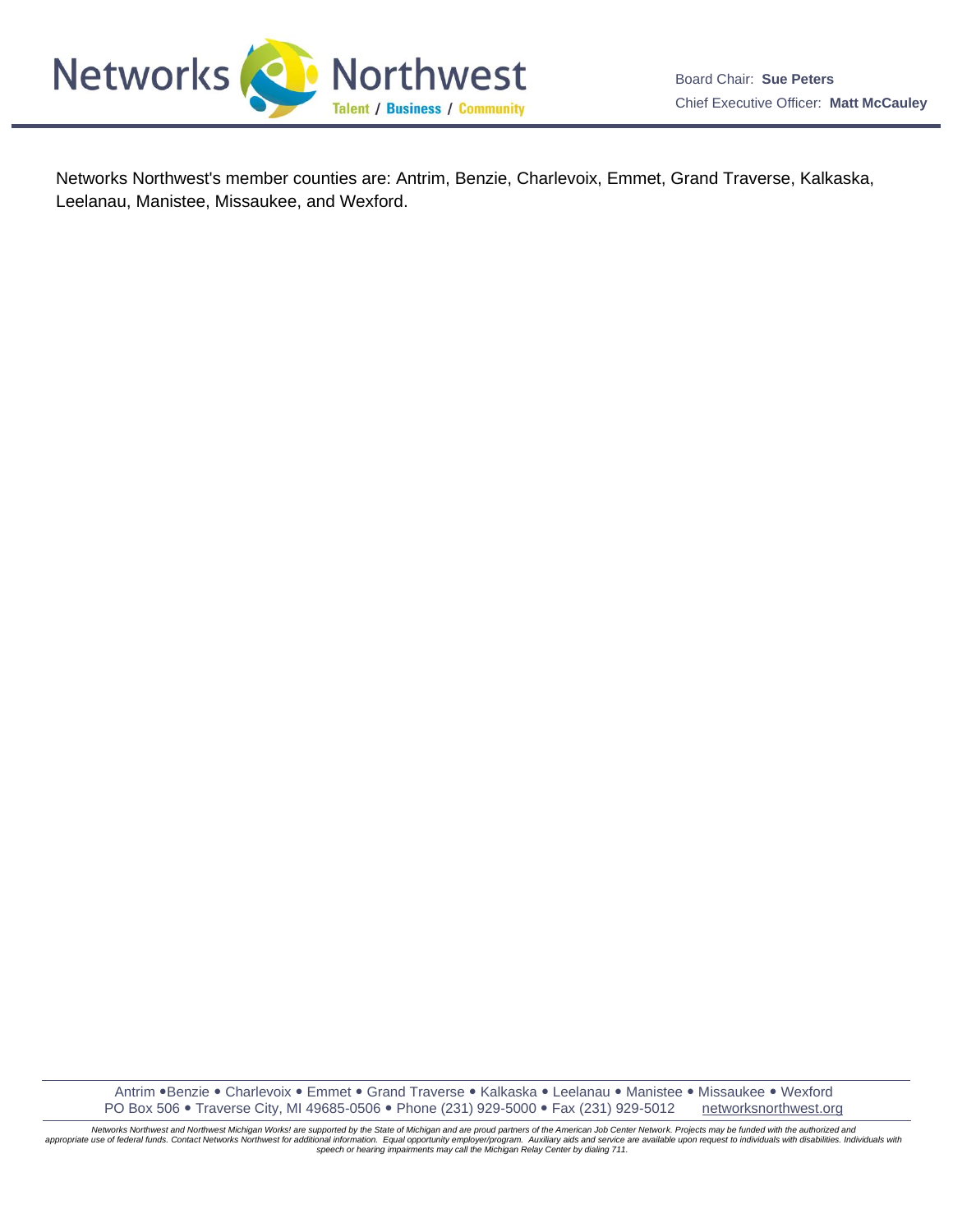Networks Northwest's member counties are: Antrim, Benzie, Charlevoix, Emmet, Grand Traverse, Kalkaska, Leelanau, Manistee, Missaukee, and Wexford.